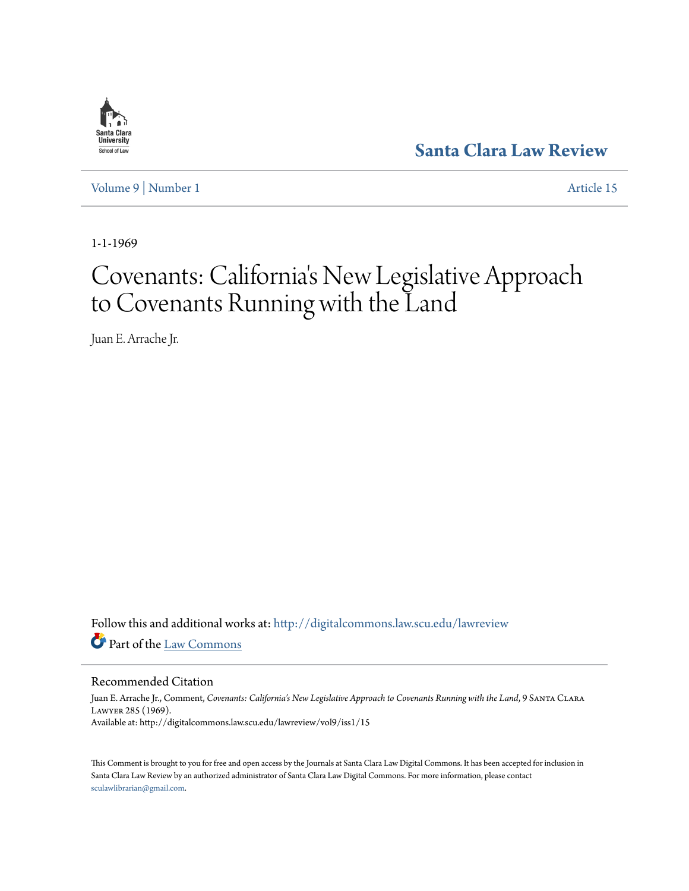Santa Clara Law Review

Volume 9 | Number 1

Article 15

1-1-1969

# Covenants: California's New Legislative Approach to Covenants Running with the Land

Juan E. Arrache Jr.

Follow this and additional works at: http://digitalcommons.law.scu.edu/lawreview

Part of the Law Commons

## Recommended Citation

Juan E. Arrache Jr., Comment, *Covenants: California's New Legislative Approach to Covenants Running with the Land*, 9 Santa Clara Lawyer 285 (1969).
Available at: http://digitalcommons.law.scu.edu/lawreview/vol9/iss1/15

This Comment is brought to you for free and open access by the Journals at Santa Clara Law Digital Commons. It has been accepted for inclusion in Santa Clara Law Review by an authorized administrator of Santa Clara Law Digital Commons. For more information, please contact sculawlibrarian@gmail.com.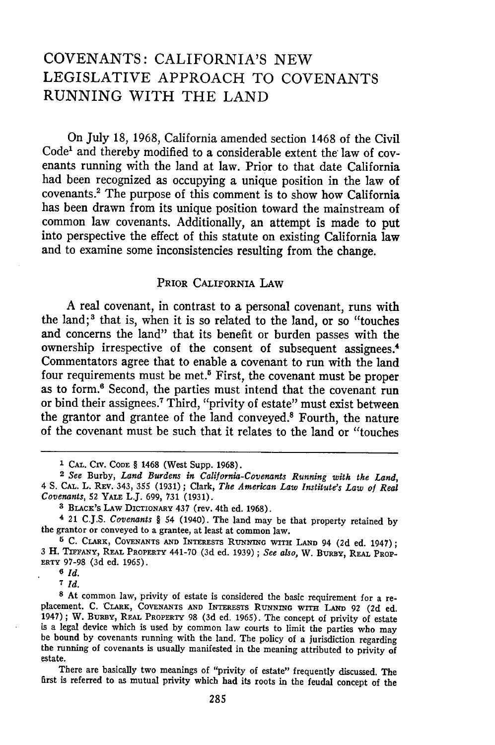# COVENANTS: CALIFORNIA'S NEW LEGISLATIVE APPROACH TO COVENANTS RUNNING WITH THE LAND

On July 18, 1968, California amended section 1468 of the Civil Code[1] and thereby modified to a considerable extent the law of covenants running with the land at law. Prior to that date California had been recognized as occupying a unique position in the law of covenants.[2] The purpose of this comment is to show how California has been drawn from its unique position toward the mainstream of common law covenants. Additionally, an attempt is made to put into perspective the effect of this statute on existing California law and to examine some inconsistencies resulting from the change.

## PRIOR CALIFORNIA LAW

A real covenant, in contrast to a personal covenant, runs with the land;[3] that is, when it is so related to the land, or so "touches and concerns the land" that its benefit or burden passes with the ownership irrespective of the consent of subsequent assignees.[4] Commentators agree that to enable a covenant to run with the land four requirements must be met.[5] First, the covenant must be proper as to form.[6] Second, the parties must intend that the covenant run or bind their assignees.[7] Third, "privity of estate" must exist between the grantor and grantee of the land conveyed.[8] Fourth, the nature of the covenant must be such that it relates to the land or "touches

---

[1] CAL. CIV. CODE § 1468 (West Supp. 1968).

[2] *See* Burby, *Land Burdens in California-Covenants Running with the Land*, 4 S. CAL. L. REV. 343, 355 (1931); Clark, *The American Law Institute's Law of Real Covenants*, 52 YALE L.J. 699, 731 (1931).

[3] BLACK'S LAW DICTIONARY 437 (rev. 4th ed. 1968).

[4] 21 C.J.S. *Covenants* § 54 (1940). The land may be that property retained by the grantor or conveyed to a grantee, at least at common law.

[5] C. CLARK, COVENANTS AND INTERESTS RUNNING WITH LAND 94 (2d ed. 1947); 3 H. TIFFANY, REAL PROPERTY 441-70 (3d ed. 1939); *See also*, W. BURBY, REAL PROPERTY 97-98 (3d ed. 1965).

[6] *Id.*

[7] *Id.*

[8] At common law, privity of estate is considered the basic requirement for a replacement. C. CLARK, COVENANTS AND INTERESTS RUNNING WITH LAND 92 (2d ed. 1947); W. BURBY, REAL PROPERTY 98 (3d ed. 1965). The concept of privity of estate is a legal device which is used by common law courts to limit the parties who may be bound by covenants running with the land. The policy of a jurisdiction regarding the running of covenants is usually manifested in the meaning attributed to privity of estate.

There are basically two meanings of "privity of estate" frequently discussed. The first is referred to as mutual privity which had its roots in the feudal concept of the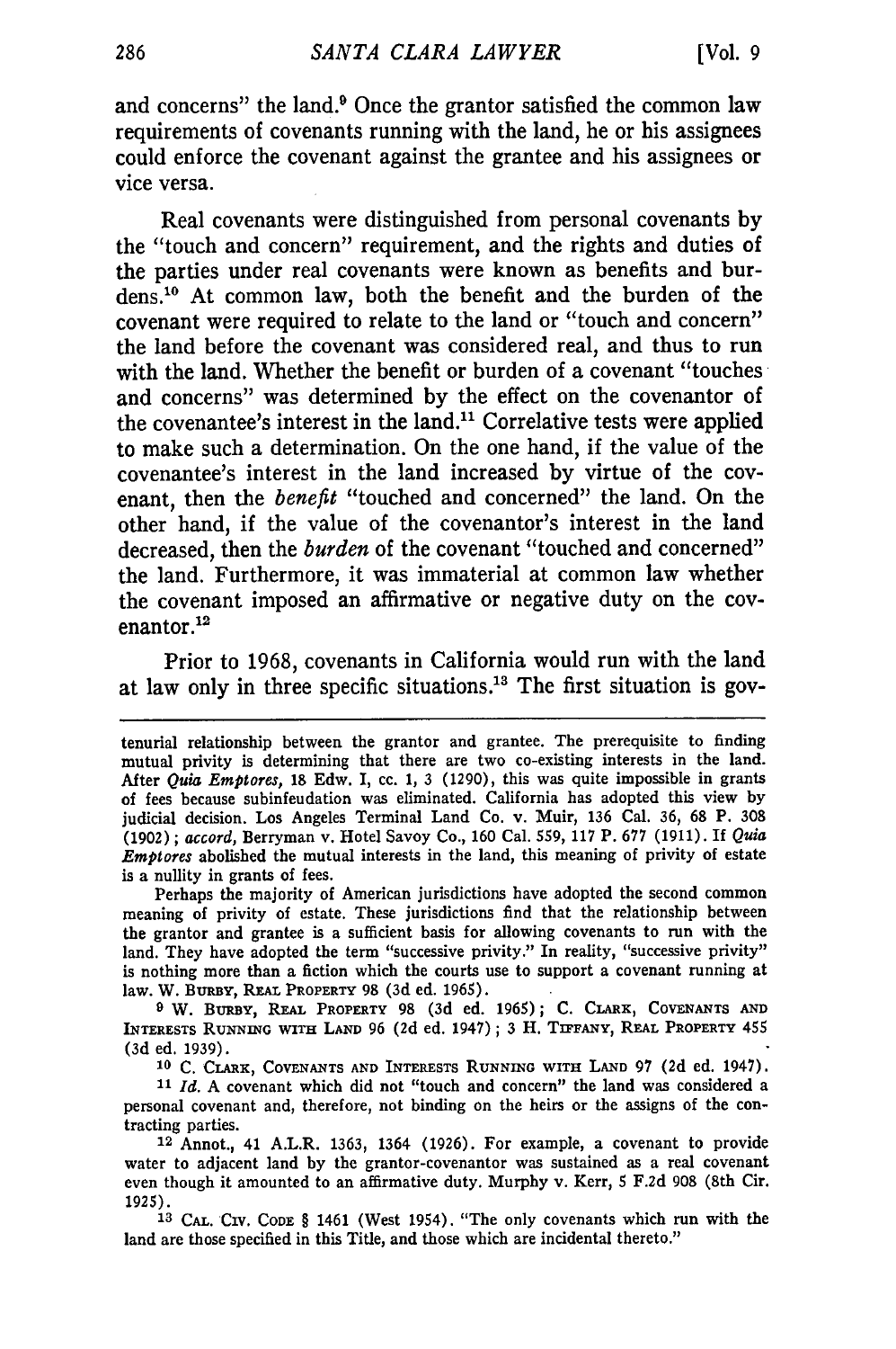and concerns" the land.[9] Once the grantor satisfied the common law requirements of covenants running with the land, he or his assignees could enforce the covenant against the grantee and his assignees or vice versa.

Real covenants were distinguished from personal covenants by the "touch and concern" requirement, and the rights and duties of the parties under real covenants were known as benefits and burdens.[10] At common law, both the benefit and the burden of the covenant were required to relate to the land or "touch and concern" the land before the covenant was considered real, and thus to run with the land. Whether the benefit or burden of a covenant "touches and concerns" was determined by the effect on the covenantor of the covenantee's interest in the land.[11] Correlative tests were applied to make such a determination. On the one hand, if the value of the covenantee's interest in the land increased by virtue of the covenant, then the *benefit* "touched and concerned" the land. On the other hand, if the value of the covenantor's interest in the land decreased, then the *burden* of the covenant "touched and concerned" the land. Furthermore, it was immaterial at common law whether the covenant imposed an affirmative or negative duty on the covenantor.[12]

Prior to 1968, covenants in California would run with the land at law only in three specific situations.[13] The first situation is gov-

---

tenurial relationship between the grantor and grantee. The prerequisite to finding mutual privity is determining that there are two co-existing interests in the land. After *Quia Emptores*, 18 Edw. I, cc. 1, 3 (1290), this was quite impossible in grants of fees because subinfeudation was eliminated. California has adopted this view by judicial decision. Los Angeles Terminal Land Co. v. Muir, 136 Cal. 36, 68 P. 308 (1902); *accord*, Berryman v. Hotel Savoy Co., 160 Cal. 559, 117 P. 677 (1911). If *Quia Emptores* abolished the mutual interests in the land, this meaning of privity of estate is a nullity in grants of fees.

Perhaps the majority of American jurisdictions have adopted the second common meaning of privity of estate. These jurisdictions find that the relationship between the grantor and grantee is a sufficient basis for allowing covenants to run with the land. They have adopted the term "successive privity." In reality, "successive privity" is nothing more than a fiction which the courts use to support a covenant running at law. W. BURBY, REAL PROPERTY 98 (3d ed. 1965).

[9] W. BURBY, REAL PROPERTY 98 (3d ed. 1965); C. CLARK, COVENANTS AND INTERESTS RUNNING WITH LAND 96 (2d ed. 1947); 3 H. TIFFANY, REAL PROPERTY 455 (3d ed. 1939).

[10] C. CLARK, COVENANTS AND INTERESTS RUNNING WITH LAND 97 (2d ed. 1947).

[11] *Id.* A covenant which did not "touch and concern" the land was considered a personal covenant and, therefore, not binding on the heirs or the assigns of the contracting parties.

[12] Annot., 41 A.L.R. 1363, 1364 (1926). For example, a covenant to provide water to adjacent land by the grantor-covenantor was sustained as a real covenant even though it amounted to an affirmative duty. Murphy v. Kerr, 5 F.2d 908 (8th Cir. 1925).

[13] CAL. CIV. CODE § 1461 (West 1954). "The only covenants which run with the land are those specified in this Title, and those which are incidental thereto."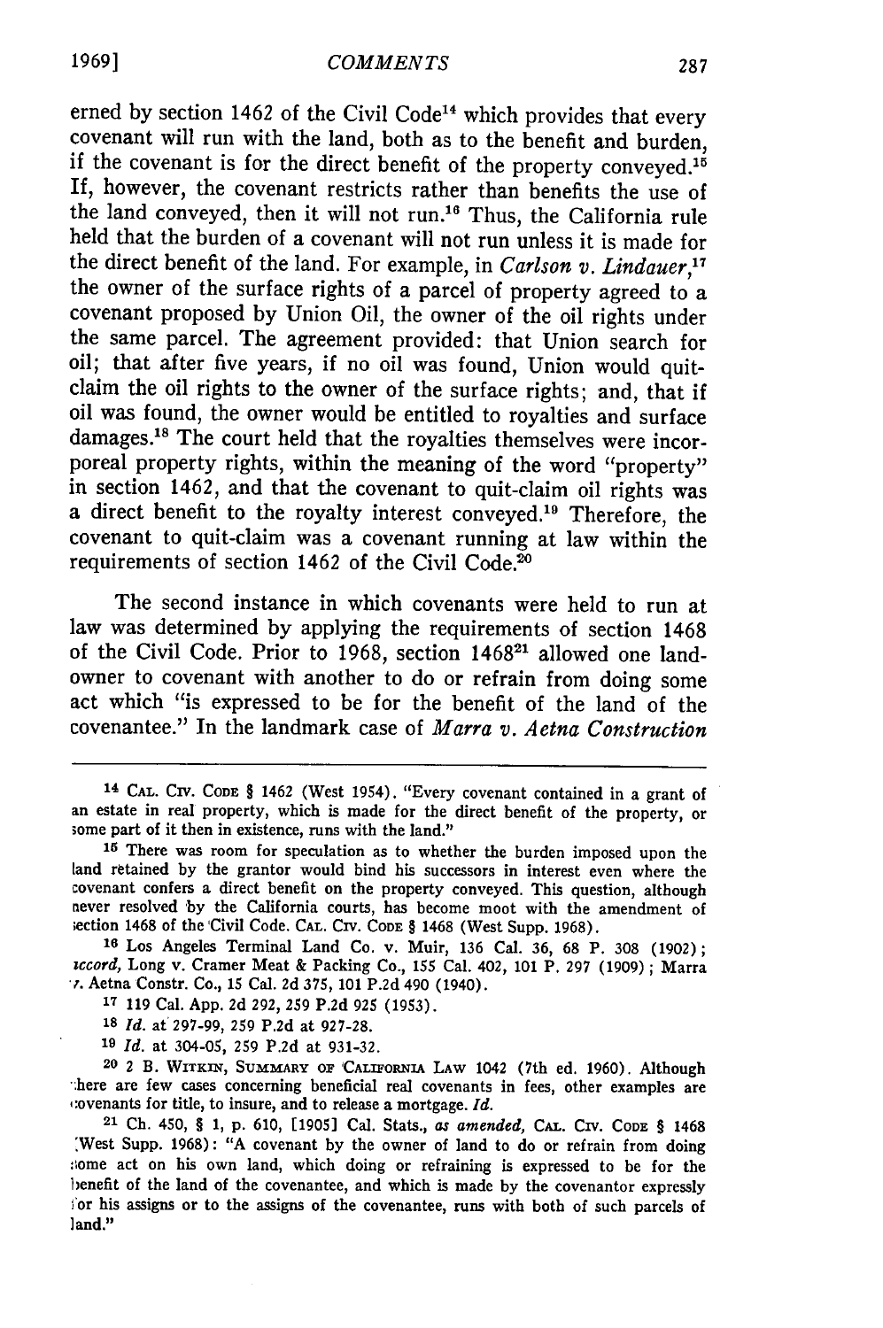erned by section 1462 of the Civil Code[14] which provides that every covenant will run with the land, both as to the benefit and burden, if the covenant is for the direct benefit of the property conveyed.[15] If, however, the covenant restricts rather than benefits the use of the land conveyed, then it will not run.[16] Thus, the California rule held that the burden of a covenant will not run unless it is made for the direct benefit of the land. For example, in *Carlson v. Lindauer*,[17] the owner of the surface rights of a parcel of property agreed to a covenant proposed by Union Oil, the owner of the oil rights under the same parcel. The agreement provided: that Union search for oil; that after five years, if no oil was found, Union would quit-claim the oil rights to the owner of the surface rights; and, that if oil was found, the owner would be entitled to royalties and surface damages.[18] The court held that the royalties themselves were incorporeal property rights, within the meaning of the word "property" in section 1462, and that the covenant to quit-claim oil rights was a direct benefit to the royalty interest conveyed.[19] Therefore, the covenant to quit-claim was a covenant running at law within the requirements of section 1462 of the Civil Code.[20]

The second instance in which covenants were held to run at law was determined by applying the requirements of section 1468 of the Civil Code. Prior to 1968, section 1468[21] allowed one landowner to covenant with another to do or refrain from doing some act which "is expressed to be for the benefit of the land of the covenantee." In the landmark case of *Marra v. Aetna Construction*

---

[14] CAL. CIV. CODE § 1462 (West 1954). "Every covenant contained in a grant of an estate in real property, which is made for the direct benefit of the property, or some part of it then in existence, runs with the land."

[15] There was room for speculation as to whether the burden imposed upon the land retained by the grantor would bind his successors in interest even where the covenant confers a direct benefit on the property conveyed. This question, although never resolved by the California courts, has become moot with the amendment of section 1468 of the Civil Code. CAL. CIV. CODE § 1468 (West Supp. 1968).

[16] Los Angeles Terminal Land Co. v. Muir, 136 Cal. 36, 68 P. 308 (1902); *accord*, Long v. Cramer Meat & Packing Co., 155 Cal. 402, 101 P. 297 (1909); Marra v. Aetna Constr. Co., 15 Cal. 2d 375, 101 P.2d 490 (1940).

[17] 119 Cal. App. 2d 292, 259 P.2d 925 (1953).

[18] *Id.* at 297-99, 259 P.2d at 927-28.

[19] *Id.* at 304-05, 259 P.2d at 931-32.

[20] 2 B. WITKIN, SUMMARY OF CALIFORNIA LAW 1042 (7th ed. 1960). Although there are few cases concerning beneficial real covenants in fees, other examples are covenants for title, to insure, and to release a mortgage. *Id.*

[21] Ch. 450, § 1, p. 610, [1905] Cal. Stats., *as amended*, CAL. CIV. CODE § 1468 (West Supp. 1968): "A covenant by the owner of land to do or refrain from doing some act on his own land, which doing or refraining is expressed to be for the benefit of the land of the covenantee, and which is made by the covenantor expressly for his assigns or to the assigns of the covenantee, runs with both of such parcels of land."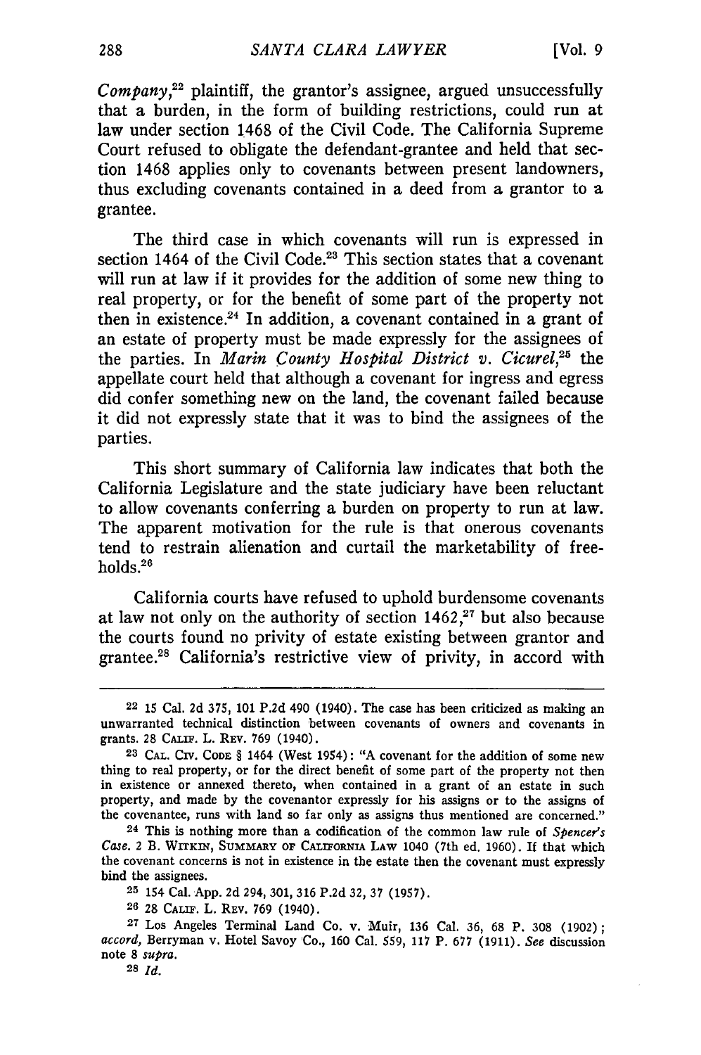*Company*,[22] plaintiff, the grantor's assignee, argued unsuccessfully that a burden, in the form of building restrictions, could run at law under section 1468 of the Civil Code. The California Supreme Court refused to obligate the defendant-grantee and held that section 1468 applies only to covenants between present landowners, thus excluding covenants contained in a deed from a grantor to a grantee.

The third case in which covenants will run is expressed in section 1464 of the Civil Code.[23] This section states that a covenant will run at law if it provides for the addition of some new thing to real property, or for the benefit of some part of the property not then in existence.[24] In addition, a covenant contained in a grant of an estate of property must be made expressly for the assignees of the parties. In *Marin County Hospital District v. Cicurel*,[25] the appellate court held that although a covenant for ingress and egress did confer something new on the land, the covenant failed because it did not expressly state that it was to bind the assignees of the parties.

This short summary of California law indicates that both the California Legislature and the state judiciary have been reluctant to allow covenants conferring a burden on property to run at law. The apparent motivation for the rule is that onerous covenants tend to restrain alienation and curtail the marketability of freeholds.[26]

California courts have refused to uphold burdensome covenants at law not only on the authority of section 1462,[27] but also because the courts found no privity of estate existing between grantor and grantee.[28] California's restrictive view of privity, in accord with

---

[22] 15 Cal. 2d 375, 101 P.2d 490 (1940). The case has been criticized as making an unwarranted technical distinction between covenants of owners and covenants in grants. 28 CALIF. L. REV. 769 (1940).

[23] CAL. CIV. CODE § 1464 (West 1954): "A covenant for the addition of some new thing to real property, or for the direct benefit of some part of the property not then in existence or annexed thereto, when contained in a grant of an estate in such property, and made by the covenantor expressly for his assigns or to the assigns of the covenantee, runs with land so far only as assigns thus mentioned are concerned."

[24] This is nothing more than a codification of the common law rule of *Spencer's Case*. 2 B. WITKIN, SUMMARY OF CALIFORNIA LAW 1040 (7th ed. 1960). If that which the covenant concerns is not in existence in the estate then the covenant must expressly bind the assignees.

[25] 154 Cal. App. 2d 294, 301, 316 P.2d 32, 37 (1957).

[26] 28 CALIF. L. REV. 769 (1940).

[27] Los Angeles Terminal Land Co. v. Muir, 136 Cal. 36, 68 P. 308 (1902); *accord*, Berryman v. Hotel Savoy Co., 160 Cal. 559, 117 P. 677 (1911). *See* discussion note 8 *supra*.

[28] *Id.*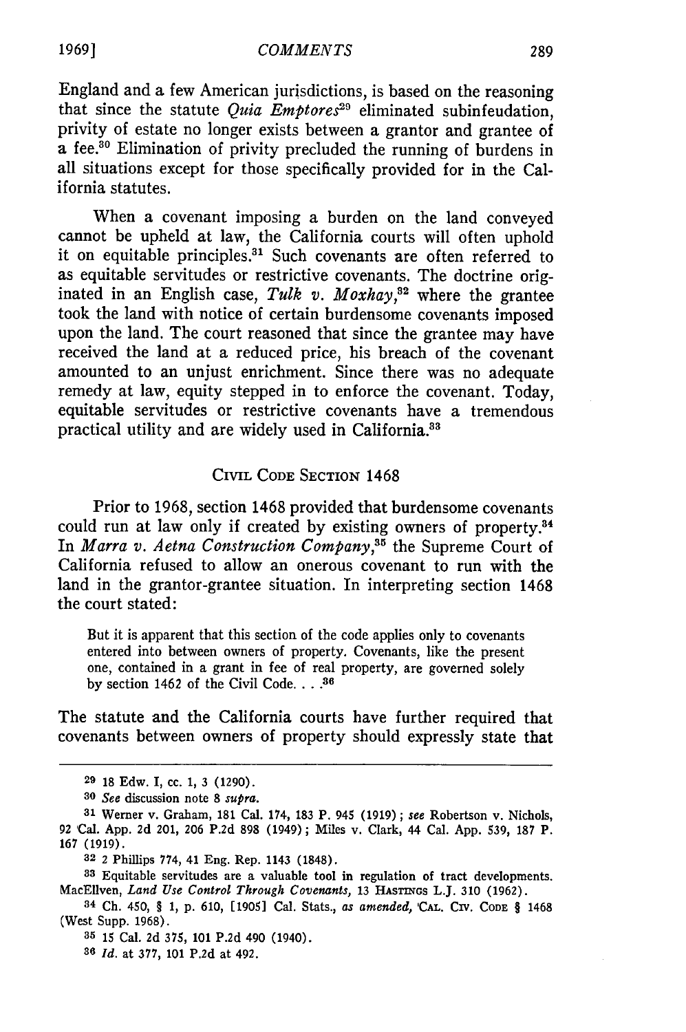England and a few American jurisdictions, is based on the reasoning that since the statute *Quia Emptores*[29] eliminated subinfeudation, privity of estate no longer exists between a grantor and grantee of a fee.[30] Elimination of privity precluded the running of burdens in all situations except for those specifically provided for in the California statutes.

When a covenant imposing a burden on the land conveyed cannot be upheld at law, the California courts will often uphold it on equitable principles.[31] Such covenants are often referred to as equitable servitudes or restrictive covenants. The doctrine originated in an English case, *Tulk v. Moxhay*,[32] where the grantee took the land with notice of certain burdensome covenants imposed upon the land. The court reasoned that since the grantee may have received the land at a reduced price, his breach of the covenant amounted to an unjust enrichment. Since there was no adequate remedy at law, equity stepped in to enforce the covenant. Today, equitable servitudes or restrictive covenants have a tremendous practical utility and are widely used in California.[33]

## CIVIL CODE SECTION 1468

Prior to 1968, section 1468 provided that burdensome covenants could run at law only if created by existing owners of property.[34] In *Marra v. Aetna Construction Company*,[35] the Supreme Court of California refused to allow an onerous covenant to run with the land in the grantor-grantee situation. In interpreting section 1468 the court stated:

> But it is apparent that this section of the code applies only to covenants entered into between owners of property. Covenants, like the present one, contained in a grant in fee of real property, are governed solely by section 1462 of the Civil Code. . . .[36]

The statute and the California courts have further required that covenants between owners of property should expressly state that

---

[29] 18 Edw. I, cc. 1, 3 (1290).

[30] *See* discussion note 8 *supra*.

[31] Werner v. Graham, 181 Cal. 174, 183 P. 945 (1919); *see* Robertson v. Nichols, 92 Cal. App. 2d 201, 206 P.2d 898 (1949); Miles v. Clark, 44 Cal. App. 539, 187 P. 167 (1919).

[32] 2 Phillips 774, 41 Eng. Rep. 1143 (1848).

[33] Equitable servitudes are a valuable tool in regulation of tract developments. MacEllven, *Land Use Control Through Covenants*, 13 HASTINGS L.J. 310 (1962).

[34] Ch. 450, § 1, p. 610, [1905] Cal. Stats., *as amended*, CAL. CIV. CODE § 1468 (West Supp. 1968).

[35] 15 Cal. 2d 375, 101 P.2d 490 (1940).

[36] *Id.* at 377, 101 P.2d at 492.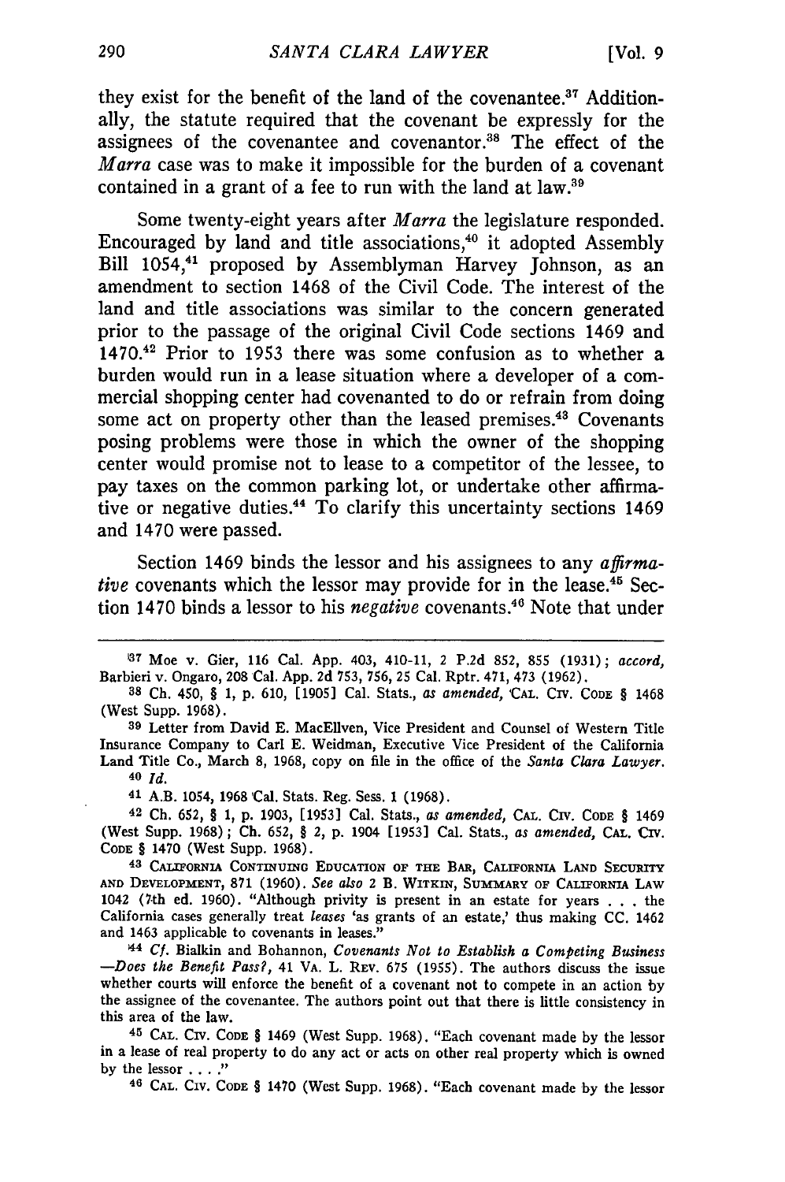they exist for the benefit of the land of the covenantee.[37] Additionally, the statute required that the covenant be expressly for the assignees of the covenantee and covenantor.[38] The effect of the *Marra* case was to make it impossible for the burden of a covenant contained in a grant of a fee to run with the land at law.[39]

Some twenty-eight years after *Marra* the legislature responded. Encouraged by land and title associations,[40] it adopted Assembly Bill 1054,[41] proposed by Assemblyman Harvey Johnson, as an amendment to section 1468 of the Civil Code. The interest of the land and title associations was similar to the concern generated prior to the passage of the original Civil Code sections 1469 and 1470.[42] Prior to 1953 there was some confusion as to whether a burden would run in a lease situation where a developer of a commercial shopping center had covenanted to do or refrain from doing some act on property other than the leased premises.[43] Covenants posing problems were those in which the owner of the shopping center would promise not to lease to a competitor of the lessee, to pay taxes on the common parking lot, or undertake other affirmative or negative duties.[44] To clarify this uncertainty sections 1469 and 1470 were passed.

Section 1469 binds the lessor and his assignees to any *affirmative* covenants which the lessor may provide for in the lease.[45] Section 1470 binds a lessor to his *negative* covenants.[46] Note that under

---

37 Moe v. Gier, 116 Cal. App. 403, 410-11, 2 P.2d 852, 855 (1931); *accord*, Barbieri v. Ongaro, 208 Cal. App. 2d 753, 756, 25 Cal. Rptr. 471, 473 (1962).

38 Ch. 450, § 1, p. 610, [1905] Cal. Stats., *as amended*, CAL. CIV. CODE § 1468 (West Supp. 1968).

39 Letter from David E. MacEllven, Vice President and Counsel of Western Title Insurance Company to Carl E. Weidman, Executive Vice President of the California Land Title Co., March 8, 1968, copy on file in the office of the *Santa Clara Lawyer*.

40 *Id.*

41 A.B. 1054, 1968 Cal. Stats. Reg. Sess. 1 (1968).

42 Ch. 652, § 1, p. 1903, [1953] Cal. Stats., *as amended*, CAL. CIV. CODE § 1469 (West Supp. 1968); Ch. 652, § 2, p. 1904 [1953] Cal. Stats., *as amended*, CAL. CIV. CODE § 1470 (West Supp. 1968).

43 CALIFORNIA CONTINUING EDUCATION OF THE BAR, CALIFORNIA LAND SECURITY AND DEVELOPMENT, 871 (1960). *See also* 2 B. WITKIN, SUMMARY OF CALIFORNIA LAW 1042 (7th ed. 1960). "Although privity is present in an estate for years . . . the California cases generally treat *leases* 'as grants of an estate,' thus making CC. 1462 and 1463 applicable to covenants in leases."

44 *Cf.* Bialkin and Bohannon, *Covenants Not to Establish a Competing Business —Does the Benefit Pass?*, 41 VA. L. REV. 675 (1955). The authors discuss the issue whether courts will enforce the benefit of a covenant not to compete in an action by the assignee of the covenantee. The authors point out that there is little consistency in this area of the law.

45 CAL. CIV. CODE § 1469 (West Supp. 1968). "Each covenant made by the lessor in a lease of real property to do any act or acts on other real property which is owned by the lessor . . . ."

46 CAL. CIV. CODE § 1470 (West Supp. 1968). "Each covenant made by the lessor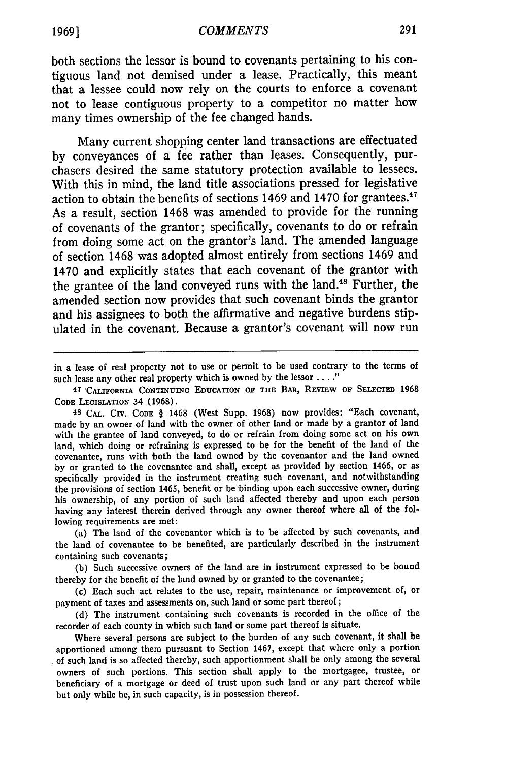both sections the lessor is bound to covenants pertaining to his contiguous land not demised under a lease. Practically, this meant that a lessee could now rely on the courts to enforce a covenant not to lease contiguous property to a competitor no matter how many times ownership of the fee changed hands.

Many current shopping center land transactions are effectuated by conveyances of a fee rather than leases. Consequently, purchasers desired the same statutory protection available to lessees. With this in mind, the land title associations pressed for legislative action to obtain the benefits of sections 1469 and 1470 for grantees.[47] As a result, section 1468 was amended to provide for the running of covenants of the grantor; specifically, covenants to do or refrain from doing some act on the grantor's land. The amended language of section 1468 was adopted almost entirely from sections 1469 and 1470 and explicitly states that each covenant of the grantor with the grantee of the land conveyed runs with the land.[48] Further, the amended section now provides that such covenant binds the grantor and his assignees to both the affirmative and negative burdens stipulated in the covenant. Because a grantor's covenant will now run

---

in a lease of real property not to use or permit to be used contrary to the terms of such lease any other real property which is owned by the lessor . . . ."

[47] CALIFORNIA CONTINUING EDUCATION OF THE BAR, REVIEW OF SELECTED 1968 CODE LEGISLATION 34 (1968).

[48] CAL. CIV. CODE § 1468 (West Supp. 1968) now provides: "Each covenant, made by an owner of land with the owner of other land or made by a grantor of land with the grantee of land conveyed, to do or refrain from doing some act on his own land, which doing or refraining is expressed to be for the benefit of the land of the covenantee, runs with both the land owned by the covenantor and the land owned by or granted to the covenantee and shall, except as provided by section 1466, or as specifically provided in the instrument creating such covenant, and notwithstanding the provisions of section 1465, benefit or be binding upon each successive owner, during his ownership, of any portion of such land affected thereby and upon each person having any interest therein derived through any owner thereof where all of the following requirements are met:

(a) The land of the covenantor which is to be affected by such covenants, and the land of covenantee to be benefited, are particularly described in the instrument containing such covenants;

(b) Such successive owners of the land are in instrument expressed to be bound thereby for the benefit of the land owned by or granted to the covenantee;

(c) Each such act relates to the use, repair, maintenance or improvement of, or payment of taxes and assessments on, such land or some part thereof;

(d) The instrument containing such covenants is recorded in the office of the recorder of each county in which such land or some part thereof is situate.

Where several persons are subject to the burden of any such covenant, it shall be apportioned among them pursuant to Section 1467, except that where only a portion of such land is so affected thereby, such apportionment shall be only among the several owners of such portions. This section shall apply to the mortgagee, trustee, or beneficiary of a mortgage or deed of trust upon such land or any part thereof while but only while he, in such capacity, is in possession thereof.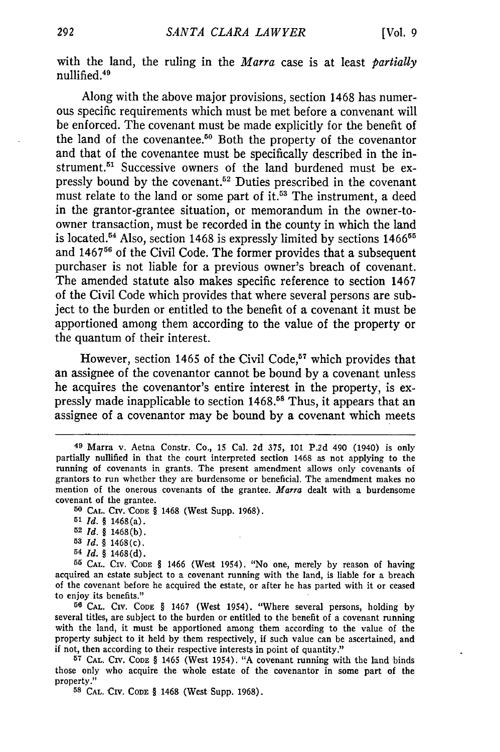with the land, the ruling in the *Marra* case is at least *partially* nullified.[49]

Along with the above major provisions, section 1468 has numerous specific requirements which must be met before a covenant will be enforced. The covenant must be made explicitly for the benefit of the land of the covenantee.[50] Both the property of the covenantor and that of the covenantee must be specifically described in the instrument.[51] Successive owners of the land burdened must be expressly bound by the covenant.[52] Duties prescribed in the covenant must relate to the land or some part of it.[53] The instrument, a deed in the grantor-grantee situation, or memorandum in the owner-to-owner transaction, must be recorded in the county in which the land is located.[54] Also, section 1468 is expressly limited by sections 1466[55] and 1467[56] of the Civil Code. The former provides that a subsequent purchaser is not liable for a previous owner's breach of covenant. The amended statute also makes specific reference to section 1467 of the Civil Code which provides that where several persons are subject to the burden or entitled to the benefit of a covenant it must be apportioned among them according to the value of the property or the quantum of their interest.

However, section 1465 of the Civil Code,[57] which provides that an assignee of the covenantor cannot be bound by a covenant unless he acquires the covenantor's entire interest in the property, is expressly made inapplicable to section 1468.[58] Thus, it appears that an assignee of a covenantor may be bound by a covenant which meets

---

[49] Marra v. Aetna Constr. Co., 15 Cal. 2d 375, 101 P.2d 490 (1940) is only partially nullified in that the court interpreted section 1468 as not applying to the running of covenants in grants. The present amendment allows only covenants of grantors to run whether they are burdensome or beneficial. The amendment makes no mention of the onerous covenants of the grantee. *Marra* dealt with a burdensome covenant of the grantee.

[50] CAL. CIV. CODE § 1468 (West Supp. 1968).

[51] *Id.* § 1468(a).

[52] *Id.* § 1468(b).

[53] *Id.* § 1468(c).

[54] *Id.* § 1468(d).

[55] CAL. CIV. CODE § 1466 (West 1954). "No one, merely by reason of having acquired an estate subject to a covenant running with the land, is liable for a breach of the covenant before he acquired the estate, or after he has parted with it or ceased to enjoy its benefits."

[56] CAL. CIV. CODE § 1467 (West 1954). "Where several persons, holding by several titles, are subject to the burden or entitled to the benefit of a covenant running with the land, it must be apportioned among them according to the value of the property subject to it held by them respectively, if such value can be ascertained, and if not, then according to their respective interests in point of quantity."

[57] CAL. CIV. CODE § 1465 (West 1954). "A covenant running with the land binds those only who acquire the whole estate of the covenantor in some part of the property."

[58] CAL. CIV. CODE § 1468 (West Supp. 1968).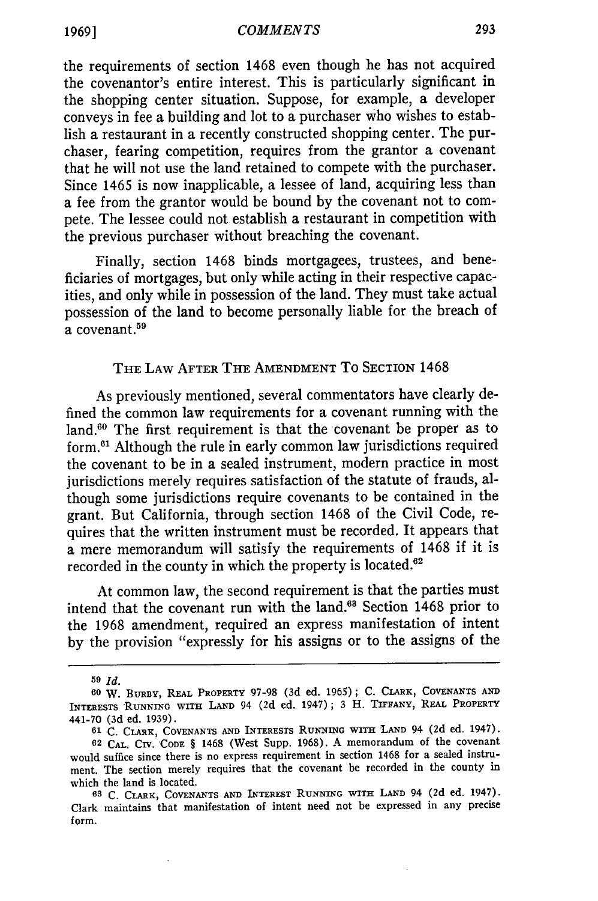the requirements of section 1468 even though he has not acquired the covenantor's entire interest. This is particularly significant in the shopping center situation. Suppose, for example, a developer conveys in fee a building and lot to a purchaser who wishes to establish a restaurant in a recently constructed shopping center. The purchaser, fearing competition, requires from the grantor a covenant that he will not use the land retained to compete with the purchaser. Since 1465 is now inapplicable, a lessee of land, acquiring less than a fee from the grantor would be bound by the covenant not to compete. The lessee could not establish a restaurant in competition with the previous purchaser without breaching the covenant.

Finally, section 1468 binds mortgagees, trustees, and beneficiaries of mortgages, but only while acting in their respective capacities, and only while in possession of the land. They must take actual possession of the land to become personally liable for the breach of a covenant.[59]

## THE LAW AFTER THE AMENDMENT TO SECTION 1468

As previously mentioned, several commentators have clearly defined the common law requirements for a covenant running with the land.[60] The first requirement is that the covenant be proper as to form.[61] Although the rule in early common law jurisdictions required the covenant to be in a sealed instrument, modern practice in most jurisdictions merely requires satisfaction of the statute of frauds, although some jurisdictions require covenants to be contained in the grant. But California, through section 1468 of the Civil Code, requires that the written instrument must be recorded. It appears that a mere memorandum will satisfy the requirements of 1468 if it is recorded in the county in which the property is located.[62]

At common law, the second requirement is that the parties must intend that the covenant run with the land.[63] Section 1468 prior to the 1968 amendment, required an express manifestation of intent by the provision "expressly for his assigns or to the assigns of the

---

[59] *Id.*

[60] W. BURBY, REAL PROPERTY 97-98 (3d ed. 1965); C. CLARK, COVENANTS AND INTERESTS RUNNING WITH LAND 94 (2d ed. 1947); 3 H. TIFFANY, REAL PROPERTY 441-70 (3d ed. 1939).

[61] C. CLARK, COVENANTS AND INTERESTS RUNNING WITH LAND 94 (2d ed. 1947).

[62] CAL. CIV. CODE § 1468 (West Supp. 1968). A memorandum of the covenant would suffice since there is no express requirement in section 1468 for a sealed instrument. The section merely requires that the covenant be recorded in the county in which the land is located.

[63] C. CLARK, COVENANTS AND INTEREST RUNNING WITH LAND 94 (2d ed. 1947). Clark maintains that manifestation of intent need not be expressed in any precise form.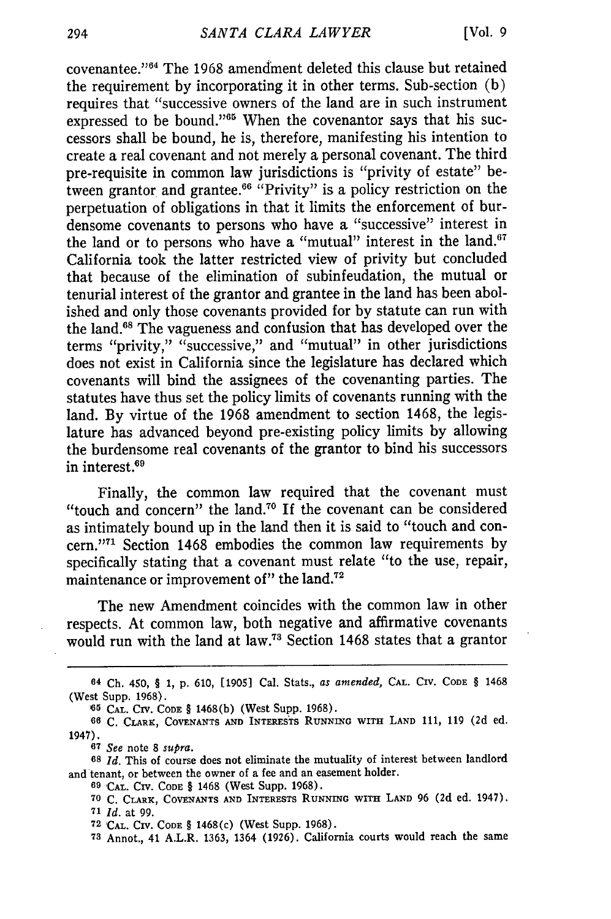covenantee."[64] The 1968 amendment deleted this clause but retained the requirement by incorporating it in other terms. Sub-section (b) requires that "successive owners of the land are in such instrument expressed to be bound."[65] When the covenantor says that his successors shall be bound, he is, therefore, manifesting his intention to create a real covenant and not merely a personal covenant. The third pre-requisite in common law jurisdictions is "privity of estate" between grantor and grantee.[66] "Privity" is a policy restriction on the perpetuation of obligations in that it limits the enforcement of burdensome covenants to persons who have a "successive" interest in the land or to persons who have a "mutual" interest in the land.[67] California took the latter restricted view of privity but concluded that because of the elimination of subinfeudation, the mutual or tenurial interest of the grantor and grantee in the land has been abolished and only those covenants provided for by statute can run with the land.[68] The vagueness and confusion that has developed over the terms "privity," "successive," and "mutual" in other jurisdictions does not exist in California since the legislature has declared which covenants will bind the assignees of the covenanting parties. The statutes have thus set the policy limits of covenants running with the land. By virtue of the 1968 amendment to section 1468, the legislature has advanced beyond pre-existing policy limits by allowing the burdensome real covenants of the grantor to bind his successors in interest.[69]

Finally, the common law required that the covenant must "touch and concern" the land.[70] If the covenant can be considered as intimately bound up in the land then it is said to "touch and concern."[71] Section 1468 embodies the common law requirements by specifically stating that a covenant must relate "to the use, repair, maintenance or improvement of" the land.[72]

The new Amendment coincides with the common law in other respects. At common law, both negative and affirmative covenants would run with the land at law.[73] Section 1468 states that a grantor

---

64 Ch. 450, § 1, p. 610, [1905] Cal. Stats., *as amended*, CAL. CIV. CODE § 1468 (West Supp. 1968).

65 CAL. CIV. CODE § 1468(b) (West Supp. 1968).

66 C. CLARK, COVENANTS AND INTERESTS RUNNING WITH LAND 111, 119 (2d ed. 1947).

67 *See* note 8 *supra*.

68 *Id.* This of course does not eliminate the mutuality of interest between landlord and tenant, or between the owner of a fee and an easement holder.

69 CAL. CIV. CODE § 1468 (West Supp. 1968).

70 C. CLARK, COVENANTS AND INTERESTS RUNNING WITH LAND 96 (2d ed. 1947).

71 *Id.* at 99.

72 CAL. CIV. CODE § 1468(c) (West Supp. 1968).

73 Annot., 41 A.L.R. 1363, 1364 (1926). California courts would reach the same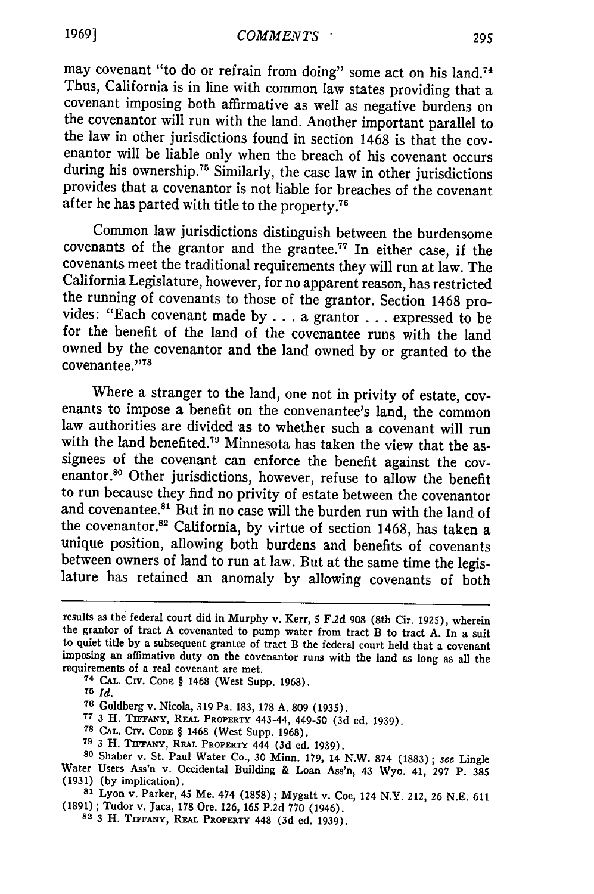may covenant "to do or refrain from doing" some act on his land.[74] Thus, California is in line with common law states providing that a covenant imposing both affirmative as well as negative burdens on the covenantor will run with the land. Another important parallel to the law in other jurisdictions found in section 1468 is that the covenantor will be liable only when the breach of his covenant occurs during his ownership.[75] Similarly, the case law in other jurisdictions provides that a covenantor is not liable for breaches of the covenant after he has parted with title to the property.[76]

Common law jurisdictions distinguish between the burdensome covenants of the grantor and the grantee.[77] In either case, if the covenants meet the traditional requirements they will run at law. The California Legislature, however, for no apparent reason, has restricted the running of covenants to those of the grantor. Section 1468 provides: "Each covenant made by . . . a grantor . . . expressed to be for the benefit of the land of the covenantee runs with the land owned by the covenantor and the land owned by or granted to the covenantee."[78]

Where a stranger to the land, one not in privity of estate, covenants to impose a benefit on the convenantee's land, the common law authorities are divided as to whether such a covenant will run with the land benefited.[79] Minnesota has taken the view that the assignees of the covenant can enforce the benefit against the covenantor.[80] Other jurisdictions, however, refuse to allow the benefit to run because they find no privity of estate between the covenantor and covenantee.[81] But in no case will the burden run with the land of the covenantor.[82] California, by virtue of section 1468, has taken a unique position, allowing both burdens and benefits of covenants between owners of land to run at law. But at the same time the legislature has retained an anomaly by allowing covenants of both

---

results as the federal court did in Murphy v. Kerr, 5 F.2d 908 (8th Cir. 1925), wherein the grantor of tract A covenanted to pump water from tract B to tract A. In a suit to quiet title by a subsequent grantee of tract B the federal court held that a covenant imposing an affimative duty on the covenantor runs with the land as long as all the requirements of a real covenant are met.

[74] CAL. CIV. CODE § 1468 (West Supp. 1968).

[75] *Id.*

[76] Goldberg v. Nicola, 319 Pa. 183, 178 A. 809 (1935).

[77] 3 H. TIFFANY, REAL PROPERTY 443-44, 449-50 (3d ed. 1939).

[78] CAL. CIV. CODE § 1468 (West Supp. 1968).

[79] 3 H. TIFFANY, REAL PROPERTY 444 (3d ed. 1939).

[80] Shaber v. St. Paul Water Co., 30 Minn. 179, 14 N.W. 874 (1883); *see* Lingle Water Users Ass'n v. Occidental Building & Loan Ass'n, 43 Wyo. 41, 297 P. 385 (1931) (by implication).

[81] Lyon v. Parker, 45 Me. 474 (1858); Mygatt v. Coe, 124 N.Y. 212, 26 N.E. 611 (1891); Tudor v. Jaca, 178 Ore. 126, 165 P.2d 770 (1946).

[82] 3 H. TIFFANY, REAL PROPERTY 448 (3d ed. 1939).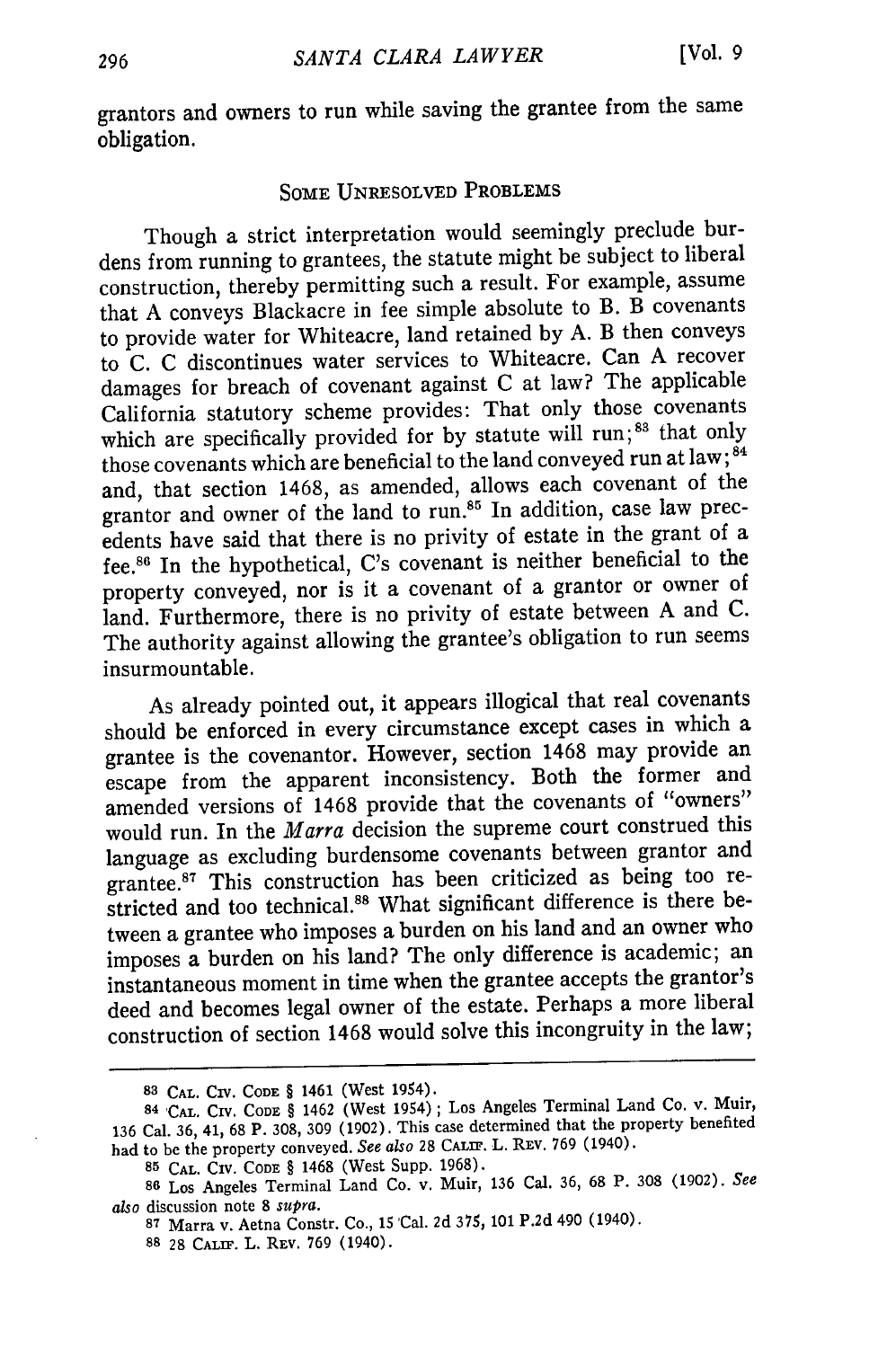grantors and owners to run while saving the grantee from the same obligation.

## SOME UNRESOLVED PROBLEMS

Though a strict interpretation would seemingly preclude burdens from running to grantees, the statute might be subject to liberal construction, thereby permitting such a result. For example, assume that A conveys Blackacre in fee simple absolute to B. B covenants to provide water for Whiteacre, land retained by A. B then conveys to C. C discontinues water services to Whiteacre. Can A recover damages for breach of covenant against C at law? The applicable California statutory scheme provides: That only those covenants which are specifically provided for by statute will run;[83] that only those covenants which are beneficial to the land conveyed run at law;[84] and, that section 1468, as amended, allows each covenant of the grantor and owner of the land to run.[85] In addition, case law precedents have said that there is no privity of estate in the grant of a fee.[86] In the hypothetical, C's covenant is neither beneficial to the property conveyed, nor is it a covenant of a grantor or owner of land. Furthermore, there is no privity of estate between A and C. The authority against allowing the grantee's obligation to run seems insurmountable.

As already pointed out, it appears illogical that real covenants should be enforced in every circumstance except cases in which a grantee is the covenantor. However, section 1468 may provide an escape from the apparent inconsistency. Both the former and amended versions of 1468 provide that the covenants of "owners" would run. In the *Marra* decision the supreme court construed this language as excluding burdensome covenants between grantor and grantee.[87] This construction has been criticized as being too restricted and too technical.[88] What significant difference is there between a grantee who imposes a burden on his land and an owner who imposes a burden on his land? The only difference is academic; an instantaneous moment in time when the grantee accepts the grantor's deed and becomes legal owner of the estate. Perhaps a more liberal construction of section 1468 would solve this incongruity in the law;

---

83 CAL. CIV. CODE § 1461 (West 1954).

84 CAL. CIV. CODE § 1462 (West 1954); Los Angeles Terminal Land Co. v. Muir, 136 Cal. 36, 41, 68 P. 308, 309 (1902). This case determined that the property benefited had to be the property conveyed. *See also* 28 CALIF. L. REV. 769 (1940).

85 CAL. CIV. CODE § 1468 (West Supp. 1968).

86 Los Angeles Terminal Land Co. v. Muir, 136 Cal. 36, 68 P. 308 (1902). *See also* discussion note 8 *supra*.

87 Marra v. Aetna Constr. Co., 15 Cal. 2d 375, 101 P.2d 490 (1940).

88 28 CALIF. L. REV. 769 (1940).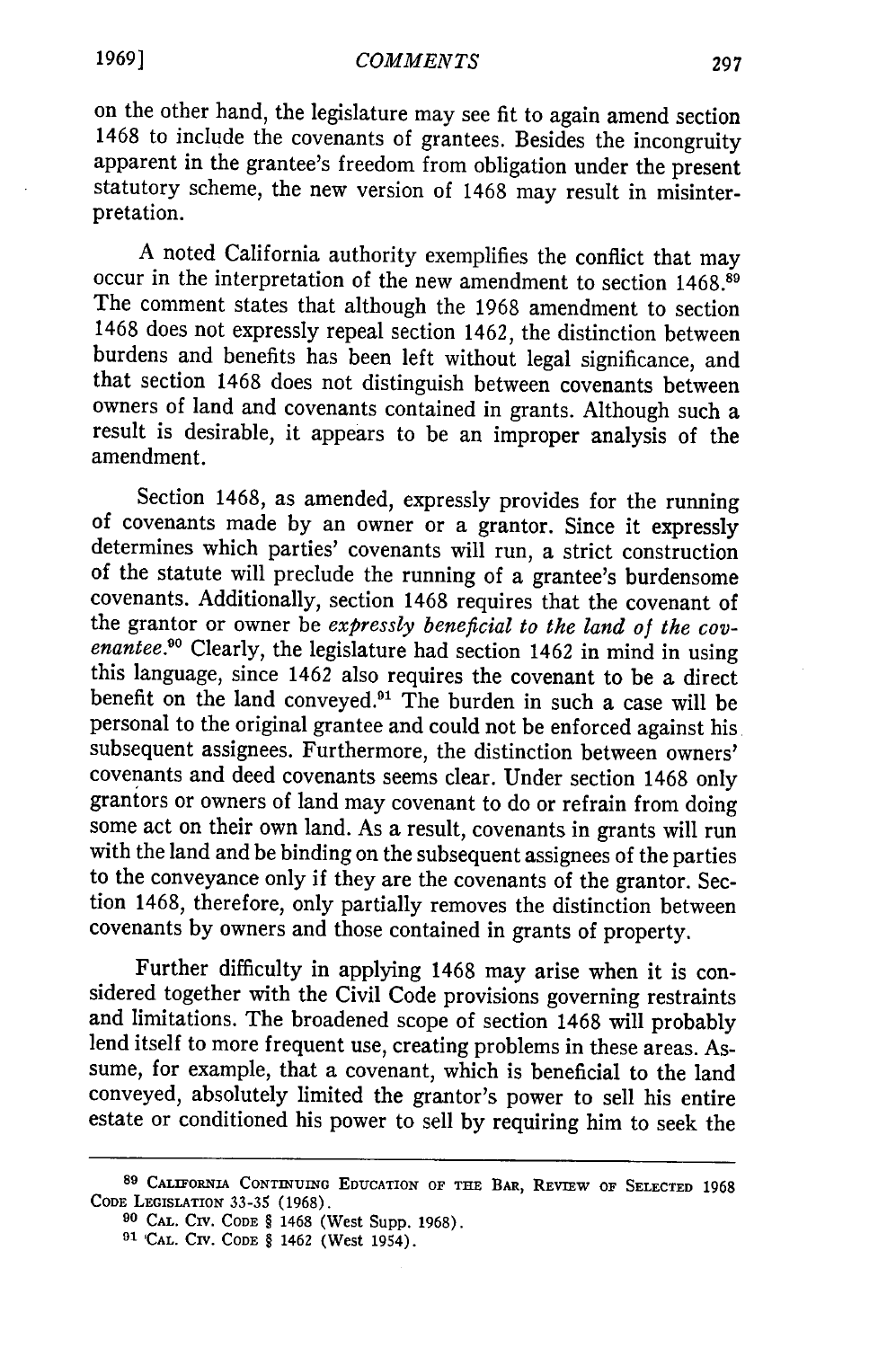on the other hand, the legislature may see fit to again amend section 1468 to include the covenants of grantees. Besides the incongruity apparent in the grantee's freedom from obligation under the present statutory scheme, the new version of 1468 may result in misinterpretation.

A noted California authority exemplifies the conflict that may occur in the interpretation of the new amendment to section 1468.[89] The comment states that although the 1968 amendment to section 1468 does not expressly repeal section 1462, the distinction between burdens and benefits has been left without legal significance, and that section 1468 does not distinguish between covenants between owners of land and covenants contained in grants. Although such a result is desirable, it appears to be an improper analysis of the amendment.

Section 1468, as amended, expressly provides for the running of covenants made by an owner or a grantor. Since it expressly determines which parties' covenants will run, a strict construction of the statute will preclude the running of a grantee's burdensome covenants. Additionally, section 1468 requires that the covenant of the grantor or owner be *expressly beneficial to the land of the covenantee*.[90] Clearly, the legislature had section 1462 in mind in using this language, since 1462 also requires the covenant to be a direct benefit on the land conveyed.[91] The burden in such a case will be personal to the original grantee and could not be enforced against his subsequent assignees. Furthermore, the distinction between owners' covenants and deed covenants seems clear. Under section 1468 only grantors or owners of land may covenant to do or refrain from doing some act on their own land. As a result, covenants in grants will run with the land and be binding on the subsequent assignees of the parties to the conveyance only if they are the covenants of the grantor. Section 1468, therefore, only partially removes the distinction between covenants by owners and those contained in grants of property.

Further difficulty in applying 1468 may arise when it is considered together with the Civil Code provisions governing restraints and limitations. The broadened scope of section 1468 will probably lend itself to more frequent use, creating problems in these areas. Assume, for example, that a covenant, which is beneficial to the land conveyed, absolutely limited the grantor's power to sell his entire estate or conditioned his power to sell by requiring him to seek the

---

[89] CALIFORNIA CONTINUING EDUCATION OF THE BAR, REVIEW OF SELECTED 1968 CODE LEGISLATION 33-35 (1968).

[90] CAL. CIV. CODE § 1468 (West Supp. 1968).

[91] CAL. CIV. CODE § 1462 (West 1954).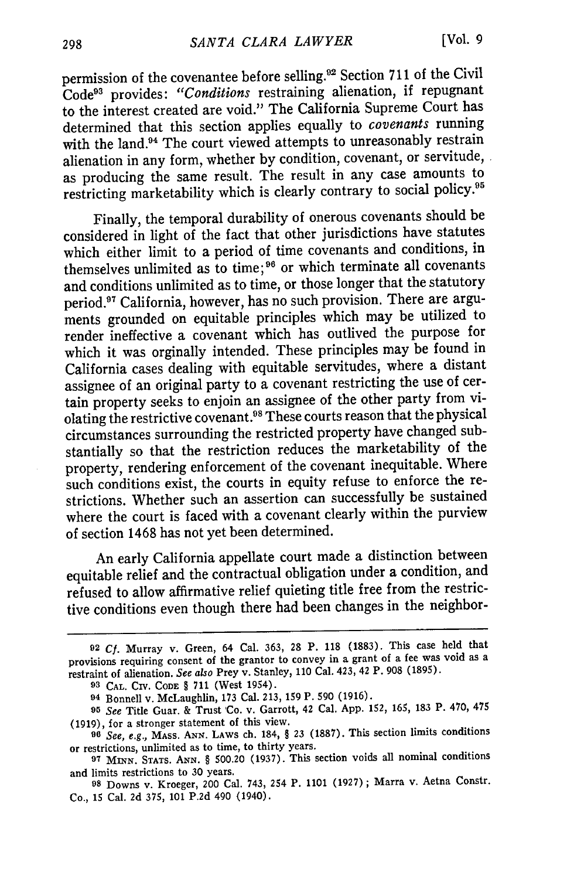permission of the covenantee before selling.[92] Section 711 of the Civil Code[93] provides: "*Conditions* restraining alienation, if repugnant to the interest created are void." The California Supreme Court has determined that this section applies equally to *covenants* running with the land.[94] The court viewed attempts to unreasonably restrain alienation in any form, whether by condition, covenant, or servitude, as producing the same result. The result in any case amounts to restricting marketability which is clearly contrary to social policy.[95]

Finally, the temporal durability of onerous covenants should be considered in light of the fact that other jurisdictions have statutes which either limit to a period of time covenants and conditions, in themselves unlimited as to time;[96] or which terminate all covenants and conditions unlimited as to time, or those longer that the statutory period.[97] California, however, has no such provision. There are arguments grounded on equitable principles which may be utilized to render ineffective a covenant which has outlived the purpose for which it was orginally intended. These principles may be found in California cases dealing with equitable servitudes, where a distant assignee of an original party to a covenant restricting the use of certain property seeks to enjoin an assignee of the other party from violating the restrictive covenant.[98] These courts reason that the physical circumstances surrounding the restricted property have changed substantially so that the restriction reduces the marketability of the property, rendering enforcement of the covenant inequitable. Where such conditions exist, the courts in equity refuse to enforce the restrictions. Whether such an assertion can successfully be sustained where the court is faced with a covenant clearly within the purview of section 1468 has not yet been determined.

An early California appellate court made a distinction between equitable relief and the contractual obligation under a condition, and refused to allow affirmative relief quieting title free from the restrictive conditions even though there had been changes in the neighbor-

---

[92] *Cf.* Murray v. Green, 64 Cal. 363, 28 P. 118 (1883). This case held that provisions requiring consent of the grantor to convey in a grant of a fee was void as a restraint of alienation. *See also* Prey v. Stanley, 110 Cal. 423, 42 P. 908 (1895).

[93] CAL. CIV. CODE § 711 (West 1954).

[94] Bonnell v. McLaughlin, 173 Cal. 213, 159 P. 590 (1916).

[95] *See* Title Guar. & Trust Co. v. Garrott, 42 Cal. App. 152, 165, 183 P. 470, 475 (1919), for a stronger statement of this view.

[96] *See, e.g.,* MASS. ANN. LAWS ch. 184, § 23 (1887). This section limits conditions or restrictions, unlimited as to time, to thirty years.

[97] MINN. STATS. ANN. § 500.20 (1937). This section voids all nominal conditions and limits restrictions to 30 years.

[98] Downs v. Kroeger, 200 Cal. 743, 254 P. 1101 (1927); Marra v. Aetna Constr. Co., 15 Cal. 2d 375, 101 P.2d 490 (1940).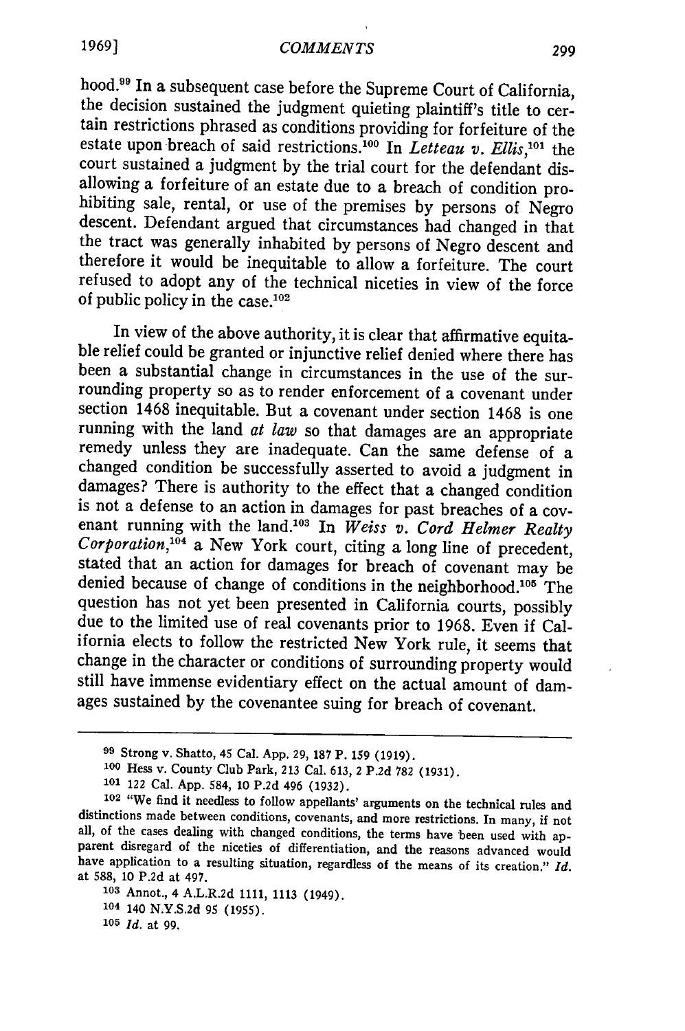hood.[99] In a subsequent case before the Supreme Court of California, the decision sustained the judgment quieting plaintiff's title to certain restrictions phrased as conditions providing for forfeiture of the estate upon breach of said restrictions.[100] In *Letteau v. Ellis*,[101] the court sustained a judgment by the trial court for the defendant disallowing a forfeiture of an estate due to a breach of condition prohibiting sale, rental, or use of the premises by persons of Negro descent. Defendant argued that circumstances had changed in that the tract was generally inhabited by persons of Negro descent and therefore it would be inequitable to allow a forfeiture. The court refused to adopt any of the technical niceties in view of the force of public policy in the case.[102]

In view of the above authority, it is clear that affirmative equitable relief could be granted or injunctive relief denied where there has been a substantial change in circumstances in the use of the surrounding property so as to render enforcement of a covenant under section 1468 inequitable. But a covenant under section 1468 is one running with the land *at law* so that damages are an appropriate remedy unless they are inadequate. Can the same defense of a changed condition be successfully asserted to avoid a judgment in damages? There is authority to the effect that a changed condition is not a defense to an action in damages for past breaches of a covenant running with the land.[103] In *Weiss v. Cord Helmer Realty Corporation*,[104] a New York court, citing a long line of precedent, stated that an action for damages for breach of covenant may be denied because of change of conditions in the neighborhood.[105] The question has not yet been presented in California courts, possibly due to the limited use of real covenants prior to 1968. Even if California elects to follow the restricted New York rule, it seems that change in the character or conditions of surrounding property would still have immense evidentiary effect on the actual amount of damages sustained by the covenantee suing for breach of covenant.

---

[99] Strong v. Shatto, 45 Cal. App. 29, 187 P. 159 (1919).

[100] Hess v. County Club Park, 213 Cal. 613, 2 P.2d 782 (1931).

[101] 122 Cal. App. 584, 10 P.2d 496 (1932).

[102] "We find it needless to follow appellants' arguments on the technical rules and distinctions made between conditions, covenants, and more restrictions. In many, if not all, of the cases dealing with changed conditions, the terms have been used with apparent disregard of the niceties of differentiation, and the reasons advanced would have application to a resulting situation, regardless of the means of its creation." *Id.* at 588, 10 P.2d at 497.

[103] Annot., 4 A.L.R.2d 1111, 1113 (1949).

[104] 140 N.Y.S.2d 95 (1955).

[105] *Id.* at 99.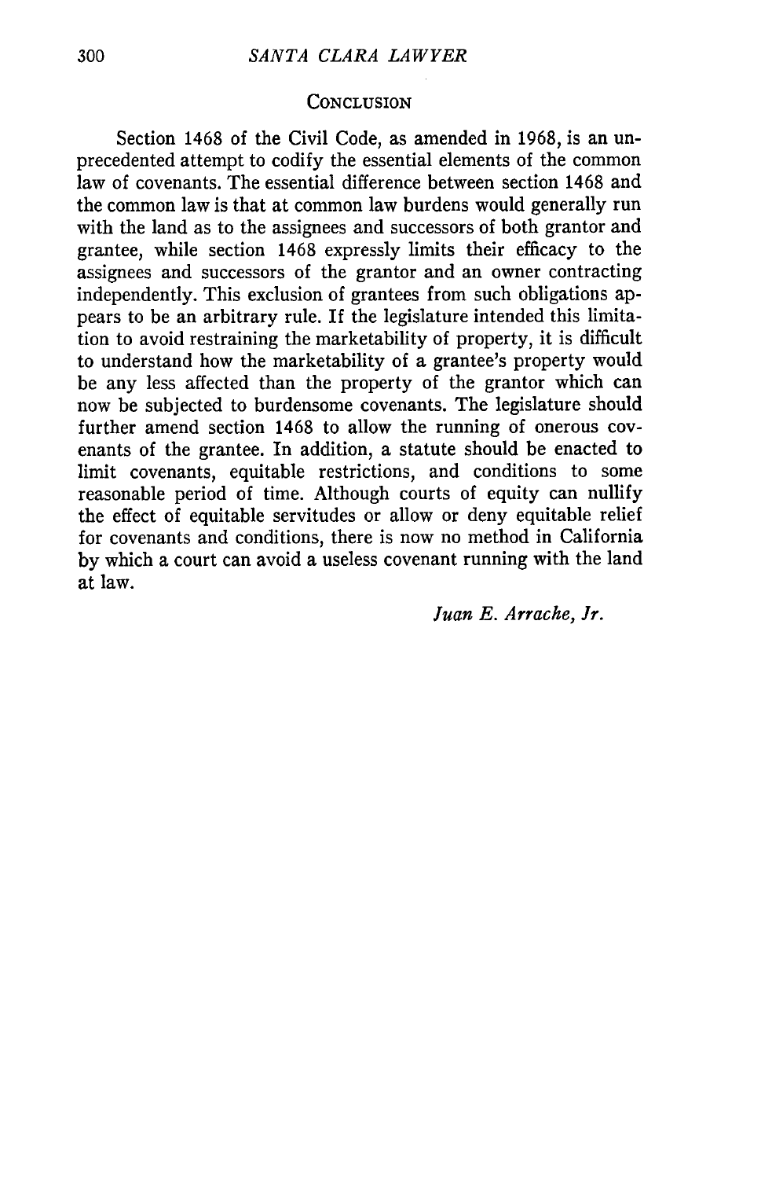## CONCLUSION

Section 1468 of the Civil Code, as amended in 1968, is an unprecedented attempt to codify the essential elements of the common law of covenants. The essential difference between section 1468 and the common law is that at common law burdens would generally run with the land as to the assignees and successors of both grantor and grantee, while section 1468 expressly limits their efficacy to the assignees and successors of the grantor and an owner contracting independently. This exclusion of grantees from such obligations appears to be an arbitrary rule. If the legislature intended this limitation to avoid restraining the marketability of property, it is difficult to understand how the marketability of a grantee's property would be any less affected than the property of the grantor which can now be subjected to burdensome covenants. The legislature should further amend section 1468 to allow the running of onerous covenants of the grantee. In addition, a statute should be enacted to limit covenants, equitable restrictions, and conditions to some reasonable period of time. Although courts of equity can nullify the effect of equitable servitudes or allow or deny equitable relief for covenants and conditions, there is now no method in California by which a court can avoid a useless covenant running with the land at law.

*Juan E. Arrache, Jr.*